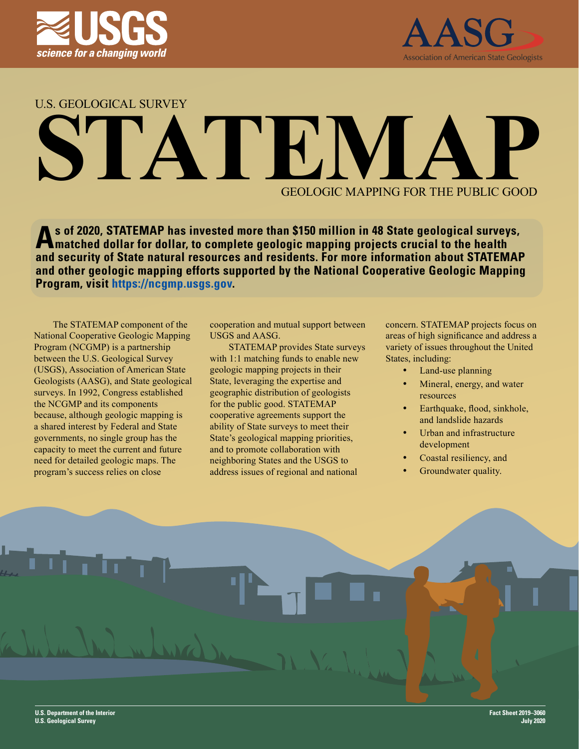U.S. GEOLOGICAL SURVEY

# STATEMAP

GEOLOGIC MAPPING FOR THE PUBLIC GOOD

**As of 2020, STATEMAP has invested more than $150 million in 48 State geological surveys, matched dollar for dollar, to complete geologic mapping projects crucial to the health and security of State natural resources and residents. For more information about STATEMAP and other geologic mapping efforts supported by the National Cooperative Geologic Mapping Program, visit https://ncgmp.usgs.gov.**

The STATEMAP component of the National Cooperative Geologic Mapping Program (NCGMP) is a partnership between the U.S. Geological Survey (USGS), Association of American State Geologists (AASG), and State geological surveys. In 1992, Congress established the NCGMP and its components because, although geologic mapping is a shared interest by Federal and State governments, no single group has the capacity to meet the current and future need for detailed geologic maps. The program's success relies on close cooperation and mutual support between USGS and AASG.

STATEMAP provides State surveys with 1:1 matching funds to enable new geologic mapping projects in their State, leveraging the expertise and geographic distribution of geologists for the public good. STATEMAP cooperative agreements support the ability of State surveys to meet their State's geological mapping priorities, and to promote collaboration with neighboring States and the USGS to address issues of regional and national concern. STATEMAP projects focus on areas of high significance and address a variety of issues throughout the United States, including:

- Land-use planning
- Mineral, energy, and water resources
- Earthquake, flood, sinkhole, and landslide hazards
- Urban and infrastructure development
- Coastal resiliency, and
- Groundwater quality.

U.S. Department of the Interior
U.S. Geological Survey

Fact Sheet 2019–3060
July 2020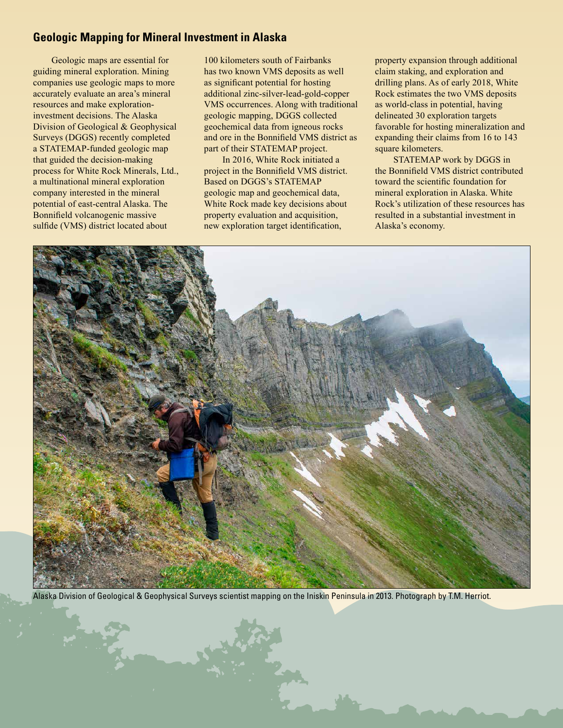## Geologic Mapping for Mineral Investment in Alaska

Geologic maps are essential for guiding mineral exploration. Mining companies use geologic maps to more accurately evaluate an area's mineral resources and make exploration-investment decisions. The Alaska Division of Geological & Geophysical Surveys (DGGS) recently completed a STATEMAP-funded geologic map that guided the decision-making process for White Rock Minerals, Ltd., a multinational mineral exploration company interested in the mineral potential of east-central Alaska. The Bonnifield volcanogenic massive sulfide (VMS) district located about 100 kilometers south of Fairbanks has two known VMS deposits as well as significant potential for hosting additional zinc-silver-lead-gold-copper VMS occurrences. Along with traditional geologic mapping, DGGS collected geochemical data from igneous rocks and ore in the Bonnifield VMS district as part of their STATEMAP project.

In 2016, White Rock initiated a project in the Bonnifield VMS district. Based on DGGS's STATEMAP geologic map and geochemical data, White Rock made key decisions about property evaluation and acquisition, new exploration target identification, property expansion through additional claim staking, and exploration and drilling plans. As of early 2018, White Rock estimates the two VMS deposits as world-class in potential, having delineated 30 exploration targets favorable for hosting mineralization and expanding their claims from 16 to 143 square kilometers.

STATEMAP work by DGGS in the Bonnifield VMS district contributed toward the scientific foundation for mineral exploration in Alaska. White Rock's utilization of these resources has resulted in a substantial investment in Alaska's economy.

Alaska Division of Geological & Geophysical Surveys scientist mapping on the Iniskin Peninsula in 2013. Photograph by T.M. Herriot.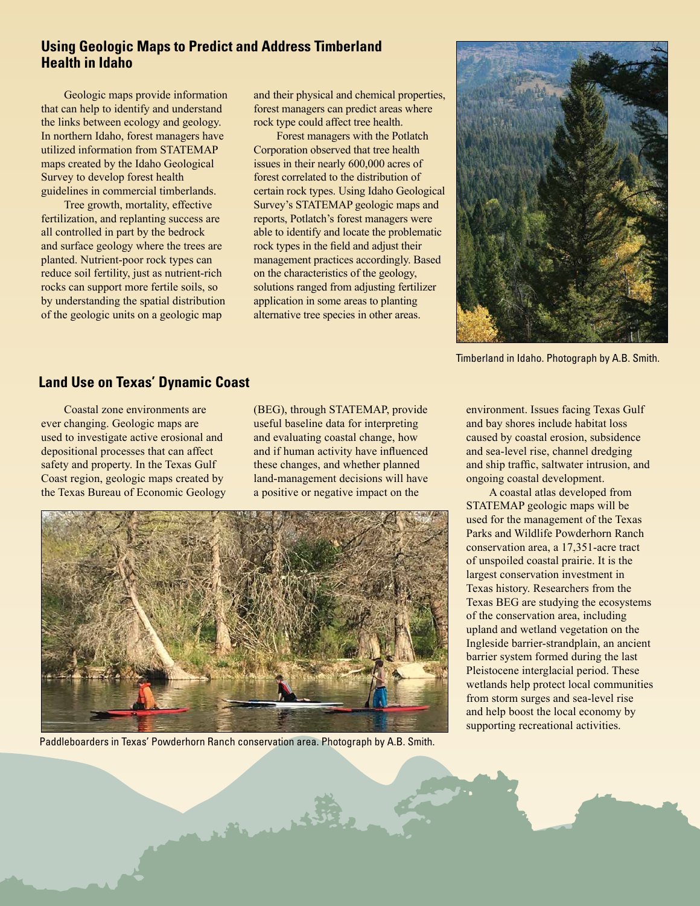## Using Geologic Maps to Predict and Address Timberland Health in Idaho

Geologic maps provide information that can help to identify and understand the links between ecology and geology. In northern Idaho, forest managers have utilized information from STATEMAP maps created by the Idaho Geological Survey to develop forest health guidelines in commercial timberlands.

Tree growth, mortality, effective fertilization, and replanting success are all controlled in part by the bedrock and surface geology where the trees are planted. Nutrient-poor rock types can reduce soil fertility, just as nutrient-rich rocks can support more fertile soils, so by understanding the spatial distribution of the geologic units on a geologic map and their physical and chemical properties, forest managers can predict areas where rock type could affect tree health.

Forest managers with the Potlatch Corporation observed that tree health issues in their nearly 600,000 acres of forest correlated to the distribution of certain rock types. Using Idaho Geological Survey's STATEMAP geologic maps and reports, Potlatch's forest managers were able to identify and locate the problematic rock types in the field and adjust their management practices accordingly. Based on the characteristics of the geology, solutions ranged from adjusting fertilizer application in some areas to planting alternative tree species in other areas.

Timberland in Idaho. Photograph by A.B. Smith.

## Land Use on Texas' Dynamic Coast

Coastal zone environments are ever changing. Geologic maps are used to investigate active erosional and depositional processes that can affect safety and property. In the Texas Gulf Coast region, geologic maps created by the Texas Bureau of Economic Geology (BEG), through STATEMAP, provide useful baseline data for interpreting and evaluating coastal change, how and if human activity have influenced these changes, and whether planned land-management decisions will have a positive or negative impact on the environment. Issues facing Texas Gulf and bay shores include habitat loss caused by coastal erosion, subsidence and sea-level rise, channel dredging and ship traffic, saltwater intrusion, and ongoing coastal development.

A coastal atlas developed from STATEMAP geologic maps will be used for the management of the Texas Parks and Wildlife Powderhorn Ranch conservation area, a 17,351-acre tract of unspoiled coastal prairie. It is the largest conservation investment in Texas history. Researchers from the Texas BEG are studying the ecosystems of the conservation area, including upland and wetland vegetation on the Ingleside barrier-strandplain, an ancient barrier system formed during the last Pleistocene interglacial period. These wetlands help protect local communities from storm surges and sea-level rise and help boost the local economy by supporting recreational activities.

Paddleboarders in Texas' Powderhorn Ranch conservation area. Photograph by A.B. Smith.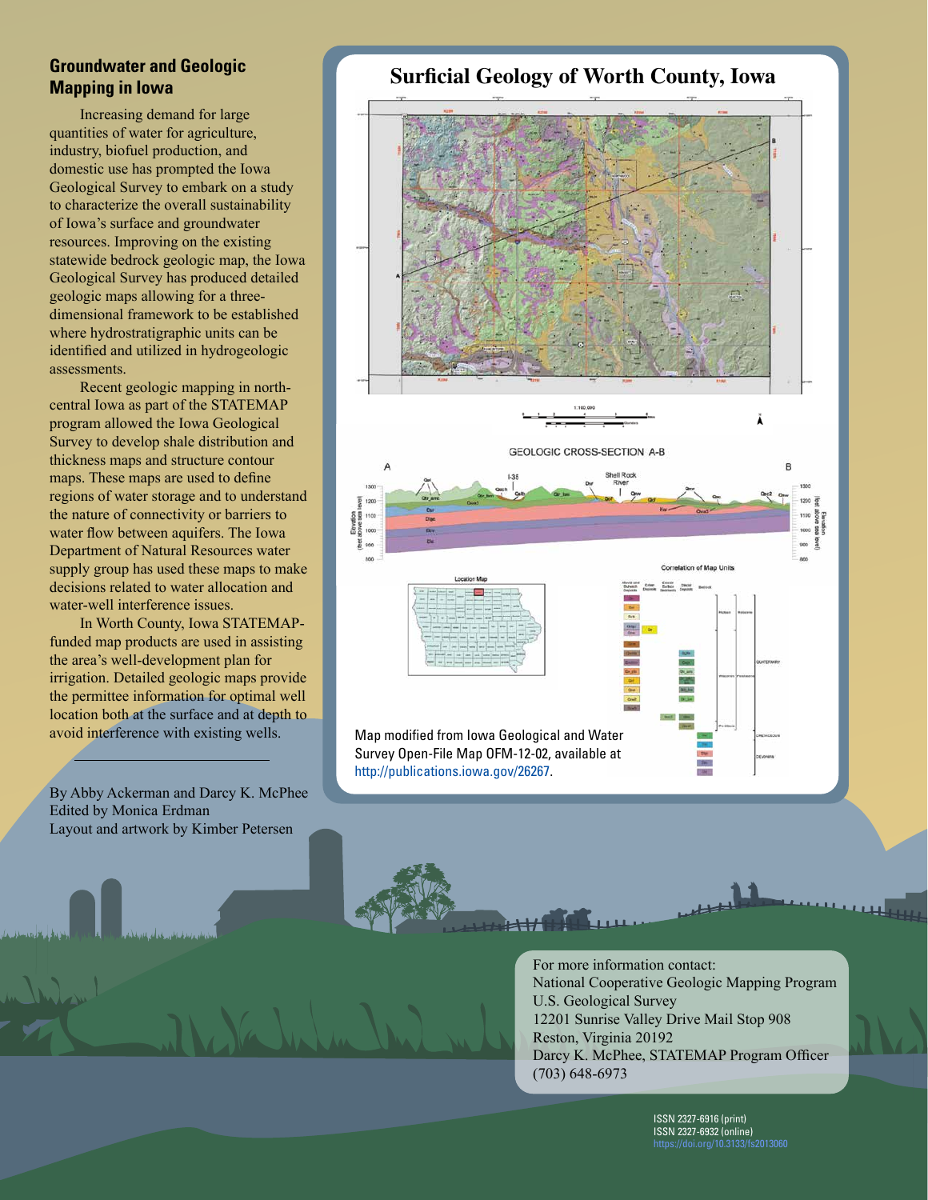## Groundwater and Geologic Mapping in Iowa

Increasing demand for large quantities of water for agriculture, industry, biofuel production, and domestic use has prompted the Iowa Geological Survey to embark on a study to characterize the overall sustainability of Iowa's surface and groundwater resources. Improving on the existing statewide bedrock geologic map, the Iowa Geological Survey has produced detailed geologic maps allowing for a three-dimensional framework to be established where hydrostratigraphic units can be identified and utilized in hydrogeologic assessments.

Recent geologic mapping in north-central Iowa as part of the STATEMAP program allowed the Iowa Geological Survey to develop shale distribution and thickness maps and structure contour maps. These maps are used to define regions of water storage and to understand the nature of connectivity or barriers to water flow between aquifers. The Iowa Department of Natural Resources water supply group has used these maps to make decisions related to water allocation and water-well interference issues.

In Worth County, Iowa STATEMAP-funded map products are used in assisting the area's well-development plan for irrigation. Detailed geologic maps provide the permittee information for optimal well location both at the surface and at depth to avoid interference with existing wells.

By Abby Ackerman and Darcy K. McPhee
Edited by Monica Erdman
Layout and artwork by Kimber Petersen

## Surficial Geology of Worth County, Iowa

1:100,000

GEOLOGIC CROSS-SECTION A-B

Location Map

Correlation of Map Units

Map modified from Iowa Geological and Water Survey Open-File Map OFM-12-02, available at http://publications.iowa.gov/26267.

For more information contact:
National Cooperative Geologic Mapping Program
U.S. Geological Survey
12201 Sunrise Valley Drive Mail Stop 908
Reston, Virginia 20192
Darcy K. McPhee, STATEMAP Program Officer
(703) 648-6973

ISSN 2327-6916 (print)
ISSN 2327-6932 (online)
https://doi.org/10.3133/fs20130060